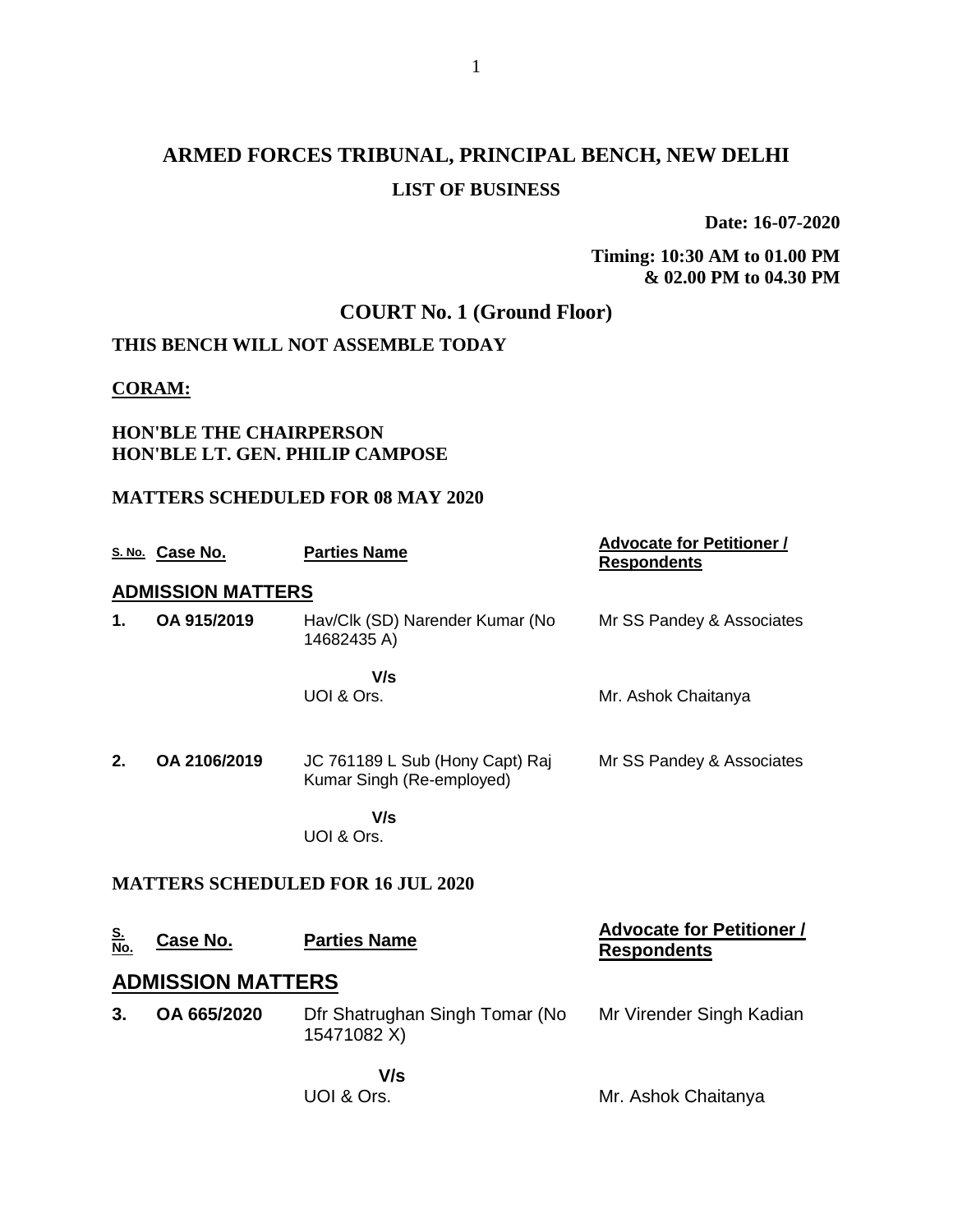# ARMED FORCES TRIBUNAL, PRINCIPAL BENCH, NEW DELHI

## LIST OF BUSINESS

**Date: 16-07-2020**

**Timing: 10:30 AM to 01.00 PM & 02.00 PM to 04.30 PM**

## COURT No. 1 (Ground Floor)

**THIS BENCH WILL NOT ASSEMBLE TODAY**

**CORAM:**

**HON'BLE THE CHAIRPERSON**
**HON'BLE LT. GEN. PHILIP CAMPOSE**

**MATTERS SCHEDULED FOR 08 MAY 2020**

| S. No. | Case No. | Parties Name | Advocate for Petitioner / Respondents |
|---|---|---|---|
| **ADMISSION MATTERS** | | | |
| **1.** | **OA 915/2019** | Hav/Clk (SD) Narender Kumar (No 14682435 A) | Mr SS Pandey & Associates |
| | | **V/s** UOI & Ors. | Mr. Ashok Chaitanya |
| **2.** | **OA 2106/2019** | JC 761189 L Sub (Hony Capt) Raj Kumar Singh (Re-employed) | Mr SS Pandey & Associates |
| | | **V/s** UOI & Ors. | |

**MATTERS SCHEDULED FOR 16 JUL 2020**

| S. No. | Case No. | Parties Name | Advocate for Petitioner / Respondents |
|---|---|---|---|
| **ADMISSION MATTERS** | | | |
| **3.** | **OA 665/2020** | Dfr Shatrughan Singh Tomar (No 15471082 X) | Mr Virender Singh Kadian |
| | | **V/s** UOI & Ors. | Mr. Ashok Chaitanya |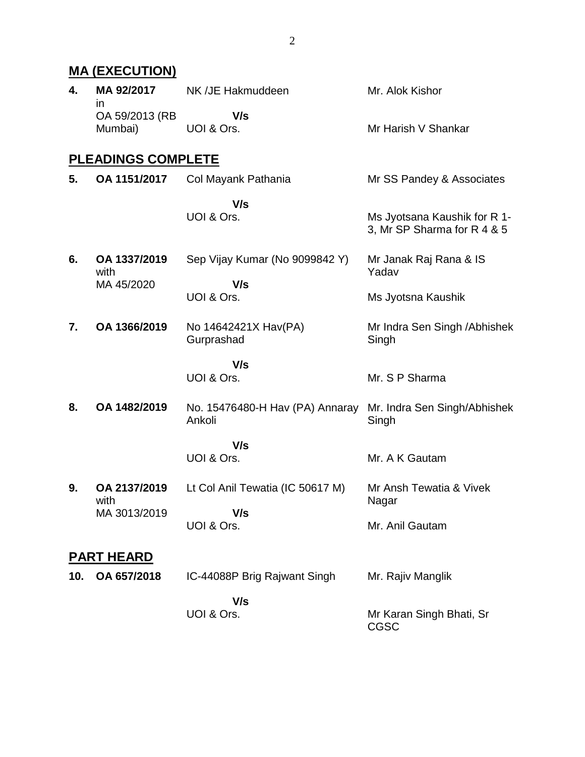## MA (EXECUTION)

| | | | |
|---|---|---|---|
| **4.** | **MA 92/2017** in OA 59/2013 (RB Mumbai) | NK /JE Hakmuddeen **V/s** UOI & Ors. | Mr. Alok Kishor<br>Mr Harish V Shankar |

## PLEADINGS COMPLETE

| | | | |
|---|---|---|---|
| **5.** | **OA 1151/2017** | Col Mayank Pathania **V/s** UOI & Ors. | Mr SS Pandey & Associates<br>Ms Jyotsana Kaushik for R 1-3, Mr SP Sharma for R 4 & 5 |
| **6.** | **OA 1337/2019** with MA 45/2020 | Sep Vijay Kumar (No 9099842 Y) **V/s** UOI & Ors. | Mr Janak Raj Rana & IS Yadav<br>Ms Jyotsna Kaushik |
| **7.** | **OA 1366/2019** | No 14642421X Hav(PA) Gurprashad **V/s** UOI & Ors. | Mr Indra Sen Singh /Abhishek Singh<br>Mr. S P Sharma |
| **8.** | **OA 1482/2019** | No. 15476480-H Hav (PA) Annaray Ankoli **V/s** UOI & Ors. | Mr. Indra Sen Singh/Abhishek Singh<br>Mr. A K Gautam |
| **9.** | **OA 2137/2019** with MA 3013/2019 | Lt Col Anil Tewatia (IC 50617 M) **V/s** UOI & Ors. | Mr Ansh Tewatia & Vivek Nagar<br>Mr. Anil Gautam |

## PART HEARD

| | | | |
|---|---|---|---|
| **10.** | **OA 657/2018** | IC-44088P Brig Rajwant Singh **V/s** UOI & Ors. | Mr. Rajiv Manglik<br>Mr Karan Singh Bhati, Sr CGSC |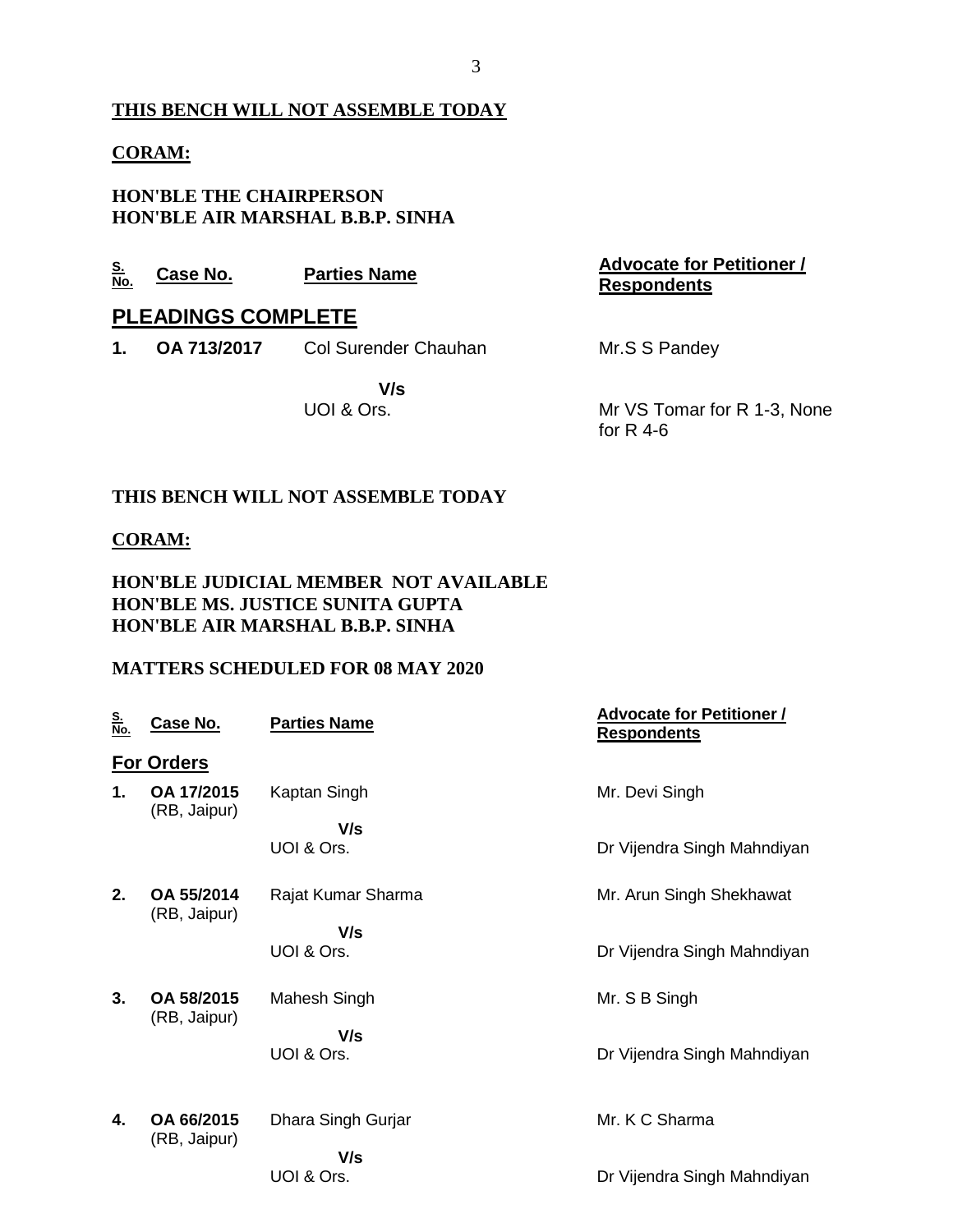**THIS BENCH WILL NOT ASSEMBLE TODAY**

**CORAM:**

**HON'BLE THE CHAIRPERSON**
**HON'BLE AIR MARSHAL B.B.P. SINHA**

| S. No. | Case No. | Parties Name | Advocate for Petitioner / Respondents |
|---|---|---|---|
| | **PLEADINGS COMPLETE** | | |
| **1.** | **OA 713/2017** | Col Surender Chauhan | Mr.S S Pandey |
| | | **V/s** | |
| | | UOI & Ors. | Mr VS Tomar for R 1-3, None for R 4-6 |

**THIS BENCH WILL NOT ASSEMBLE TODAY**

**CORAM:**

**HON'BLE JUDICIAL MEMBER NOT AVAILABLE**
**HON'BLE MS. JUSTICE SUNITA GUPTA**
**HON'BLE AIR MARSHAL B.B.P. SINHA**

**MATTERS SCHEDULED FOR 08 MAY 2020**

| S. No. | Case No. | Parties Name | Advocate for Petitioner / Respondents |
|---|---|---|---|
| | **For Orders** | | |
| **1.** | **OA 17/2015** (RB, Jaipur) | Kaptan Singh | Mr. Devi Singh |
| | | **V/s** | |
| | | UOI & Ors. | Dr Vijendra Singh Mahndiyan |
| **2.** | **OA 55/2014** (RB, Jaipur) | Rajat Kumar Sharma | Mr. Arun Singh Shekhawat |
| | | **V/s** | |
| | | UOI & Ors. | Dr Vijendra Singh Mahndiyan |
| **3.** | **OA 58/2015** (RB, Jaipur) | Mahesh Singh | Mr. S B Singh |
| | | **V/s** | |
| | | UOI & Ors. | Dr Vijendra Singh Mahndiyan |
| **4.** | **OA 66/2015** (RB, Jaipur) | Dhara Singh Gurjar | Mr. K C Sharma |
| | | **V/s** | |
| | | UOI & Ors. | Dr Vijendra Singh Mahndiyan |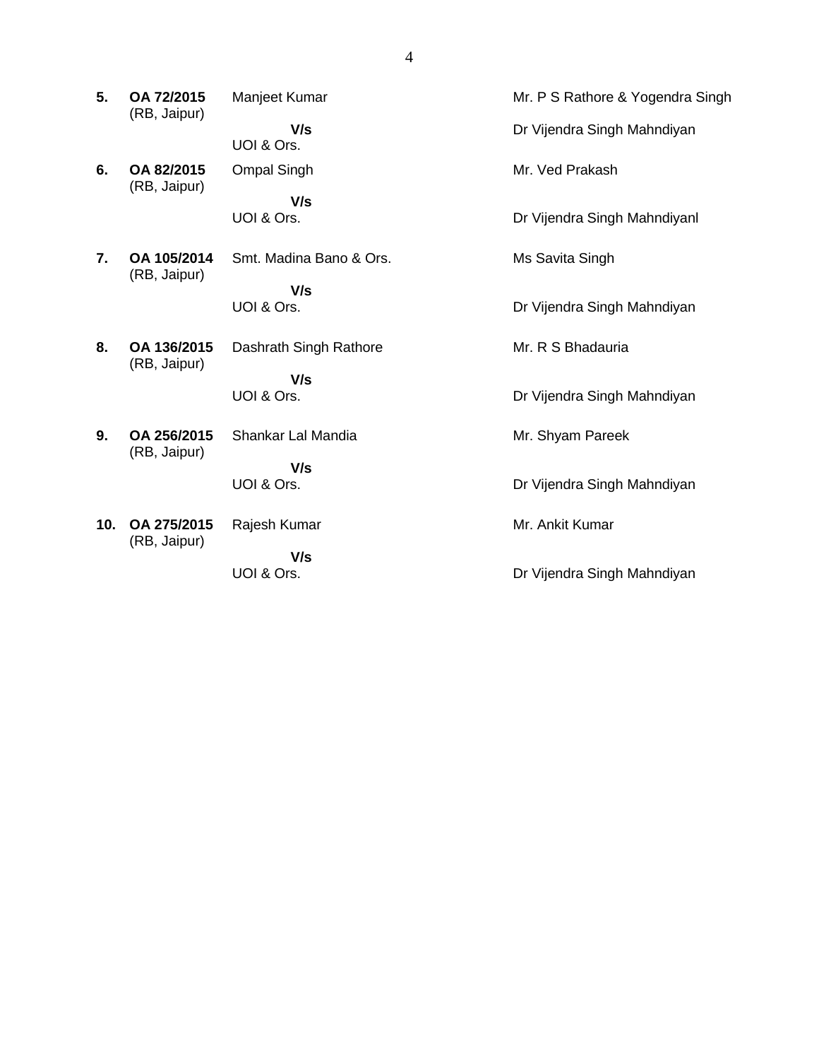| | | | |
|---|---|---|---|
| **5.** | **OA 72/2015** (RB, Jaipur) | Manjeet Kumar **V/s** UOI & Ors. | Mr. P S Rathore & Yogendra Singh Dr Vijendra Singh Mahndiyan |
| **6.** | **OA 82/2015** (RB, Jaipur) | Ompal Singh **V/s** UOI & Ors. | Mr. Ved Prakash Dr Vijendra Singh Mahndiyanl |
| **7.** | **OA 105/2014** (RB, Jaipur) | Smt. Madina Bano & Ors. **V/s** UOI & Ors. | Ms Savita Singh Dr Vijendra Singh Mahndiyan |
| **8.** | **OA 136/2015** (RB, Jaipur) | Dashrath Singh Rathore **V/s** UOI & Ors. | Mr. R S Bhadauria Dr Vijendra Singh Mahndiyan |
| **9.** | **OA 256/2015** (RB, Jaipur) | Shankar Lal Mandia **V/s** UOI & Ors. | Mr. Shyam Pareek Dr Vijendra Singh Mahndiyan |
| **10.** | **OA 275/2015** (RB, Jaipur) | Rajesh Kumar **V/s** UOI & Ors. | Mr. Ankit Kumar Dr Vijendra Singh Mahndiyan |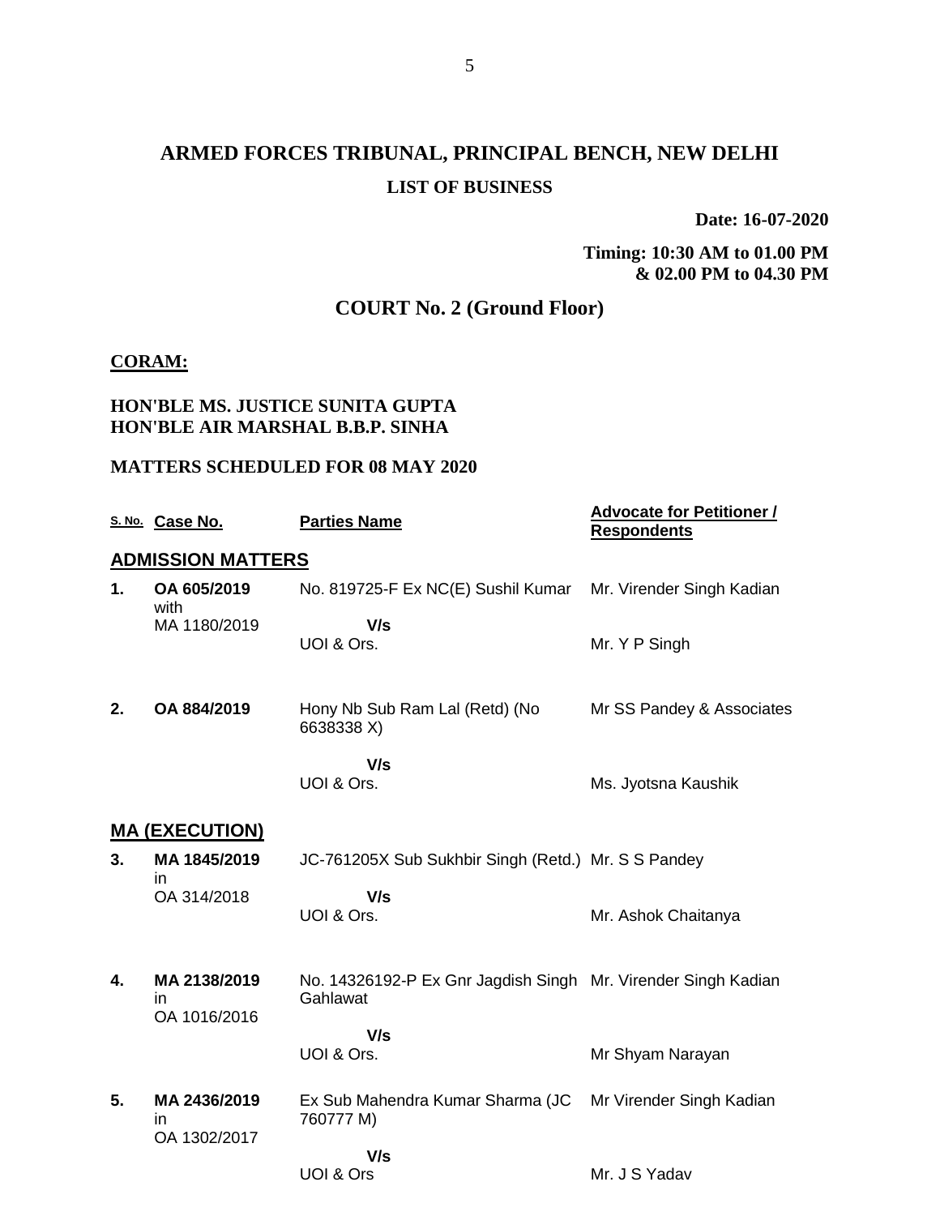# ARMED FORCES TRIBUNAL, PRINCIPAL BENCH, NEW DELHI

## LIST OF BUSINESS

**Date: 16-07-2020**

**Timing: 10:30 AM to 01.00 PM & 02.00 PM to 04.30 PM**

## COURT No. 2 (Ground Floor)

**CORAM:**

**HON'BLE MS. JUSTICE SUNITA GUPTA**
**HON'BLE AIR MARSHAL B.B.P. SINHA**

**MATTERS SCHEDULED FOR 08 MAY 2020**

| S. No. | Case No. | Parties Name | Advocate for Petitioner / Respondents |
|---|---|---|---|
| **ADMISSION MATTERS** | | | |
| **1.** | **OA 605/2019** with MA 1180/2019 | No. 819725-F Ex NC(E) Sushil Kumar **V/s** UOI & Ors. | Mr. Virender Singh Kadian / Mr. Y P Singh |
| **2.** | **OA 884/2019** | Hony Nb Sub Ram Lal (Retd) (No 6638338 X) **V/s** UOI & Ors. | Mr SS Pandey & Associates / Ms. Jyotsna Kaushik |
| **MA (EXECUTION)** | | | |
| **3.** | **MA 1845/2019** in OA 314/2018 | JC-761205X Sub Sukhbir Singh (Retd.) **V/s** UOI & Ors. | Mr. S S Pandey / Mr. Ashok Chaitanya |
| **4.** | **MA 2138/2019** in OA 1016/2016 | No. 14326192-P Ex Gnr Jagdish Singh Gahlawat **V/s** UOI & Ors. | Mr. Virender Singh Kadian / Mr Shyam Narayan |
| **5.** | **MA 2436/2019** in OA 1302/2017 | Ex Sub Mahendra Kumar Sharma (JC 760777 M) **V/s** UOI & Ors | Mr Virender Singh Kadian / Mr. J S Yadav |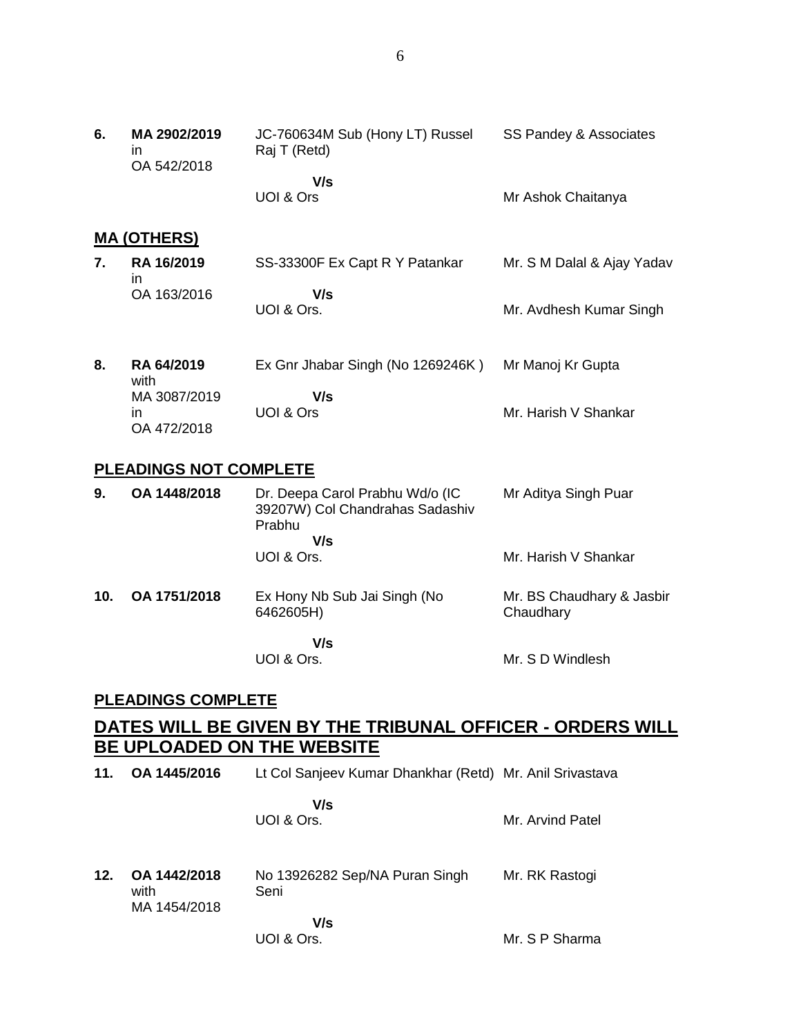| | | | |
|---|---|---|---|
| **6.** | **MA 2902/2019** in OA 542/2018 | JC-760634M Sub (Hony LT) Russel Raj T (Retd)<br>**V/s**<br>UOI & Ors | SS Pandey & Associates<br><br>Mr Ashok Chaitanya |

## MA (OTHERS)

| | | | |
|---|---|---|---|
| **7.** | **RA 16/2019** in OA 163/2016 | SS-33300F Ex Capt R Y Patankar<br>**V/s**<br>UOI & Ors. | Mr. S M Dalal & Ajay Yadav<br><br>Mr. Avdhesh Kumar Singh |
| **8.** | **RA 64/2019** with MA 3087/2019 in OA 472/2018 | Ex Gnr Jhabar Singh (No 1269246K )<br>**V/s**<br>UOI & Ors | Mr Manoj Kr Gupta<br><br>Mr. Harish V Shankar |

## PLEADINGS NOT COMPLETE

| | | | |
|---|---|---|---|
| **9.** | **OA 1448/2018** | Dr. Deepa Carol Prabhu Wd/o (IC 39207W) Col Chandrahas Sadashiv Prabhu<br>**V/s**<br>UOI & Ors. | Mr Aditya Singh Puar<br><br>Mr. Harish V Shankar |
| **10.** | **OA 1751/2018** | Ex Hony Nb Sub Jai Singh (No 6462605H)<br>**V/s**<br>UOI & Ors. | Mr. BS Chaudhary & Jasbir Chaudhary<br><br>Mr. S D Windlesh |

## PLEADINGS COMPLETE

## DATES WILL BE GIVEN BY THE TRIBUNAL OFFICER - ORDERS WILL BE UPLOADED ON THE WEBSITE

| | | | |
|---|---|---|---|
| **11.** | **OA 1445/2016** | Lt Col Sanjeev Kumar Dhankhar (Retd)<br>**V/s**<br>UOI & Ors. | Mr. Anil Srivastava<br><br>Mr. Arvind Patel |
| **12.** | **OA 1442/2018** with MA 1454/2018 | No 13926282 Sep/NA Puran Singh Seni<br>**V/s**<br>UOI & Ors. | Mr. RK Rastogi<br><br>Mr. S P Sharma |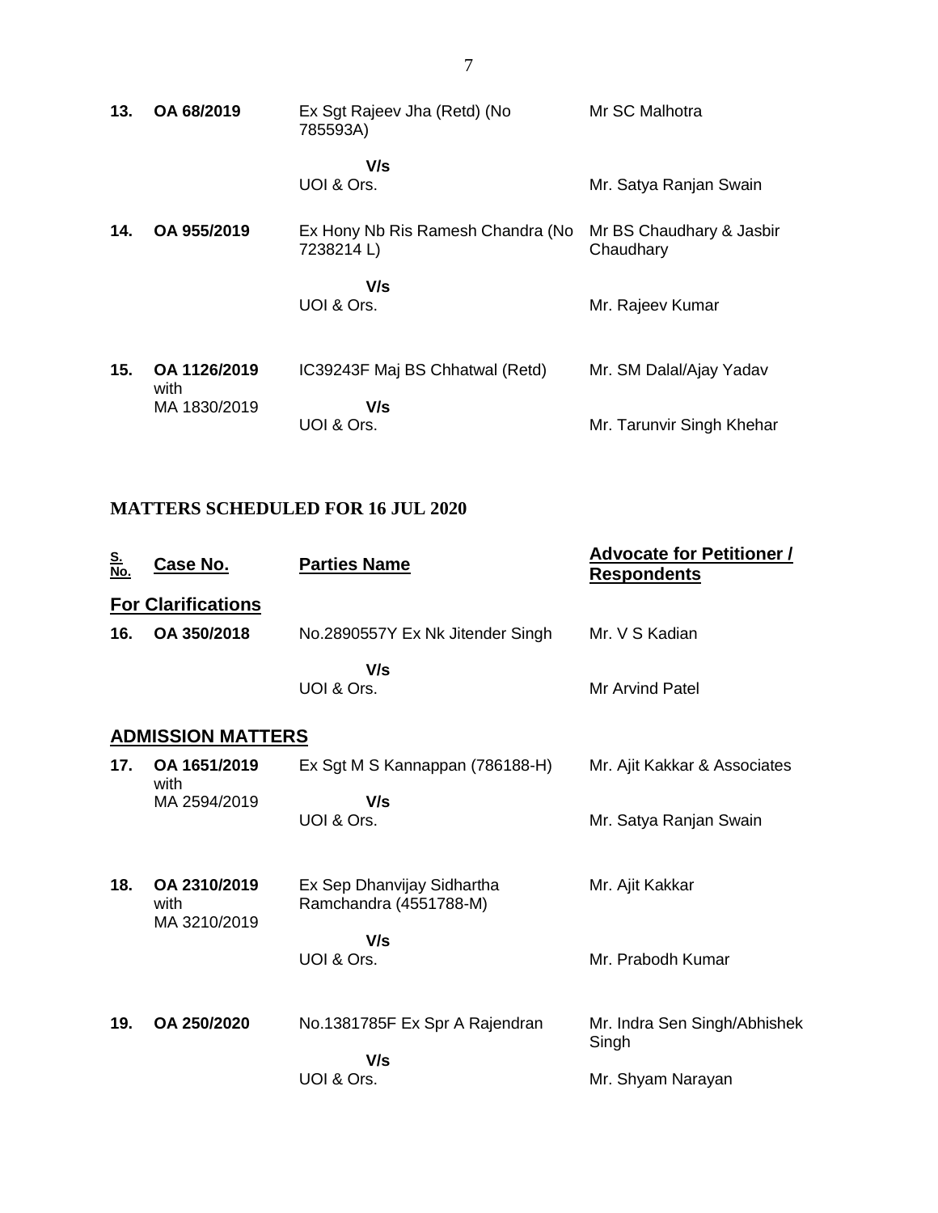| | | | |
|---|---|---|---|
| **13.** | **OA 68/2019** | Ex Sgt Rajeev Jha (Retd) (No 785593A)<br>**V/s**<br>UOI & Ors. | Mr SC Malhotra<br><br>Mr. Satya Ranjan Swain |
| **14.** | **OA 955/2019** | Ex Hony Nb Ris Ramesh Chandra (No 7238214 L)<br>**V/s**<br>UOI & Ors. | Mr BS Chaudhary & Jasbir Chaudhary<br><br>Mr. Rajeev Kumar |
| **15.** | **OA 1126/2019** with MA 1830/2019 | IC39243F Maj BS Chhatwal (Retd)<br>**V/s**<br>UOI & Ors. | Mr. SM Dalal/Ajay Yadav<br><br>Mr. Tarunvir Singh Khehar |

## MATTERS SCHEDULED FOR 16 JUL 2020

| S. No. | Case No. | Parties Name | Advocate for Petitioner / Respondents |
|---|---|---|---|
| **For Clarifications** | | | |
| **16.** | **OA 350/2018** | No.2890557Y Ex Nk Jitender Singh<br>**V/s**<br>UOI & Ors. | Mr. V S Kadian<br><br>Mr Arvind Patel |
| **ADMISSION MATTERS** | | | |
| **17.** | **OA 1651/2019** with MA 2594/2019 | Ex Sgt M S Kannappan (786188-H)<br>**V/s**<br>UOI & Ors. | Mr. Ajit Kakkar & Associates<br><br>Mr. Satya Ranjan Swain |
| **18.** | **OA 2310/2019** with MA 3210/2019 | Ex Sep Dhanvijay Sidhartha Ramchandra (4551788-M)<br>**V/s**<br>UOI & Ors. | Mr. Ajit Kakkar<br><br>Mr. Prabodh Kumar |
| **19.** | **OA 250/2020** | No.1381785F Ex Spr A Rajendran<br>**V/s**<br>UOI & Ors. | Mr. Indra Sen Singh/Abhishek Singh<br><br>Mr. Shyam Narayan |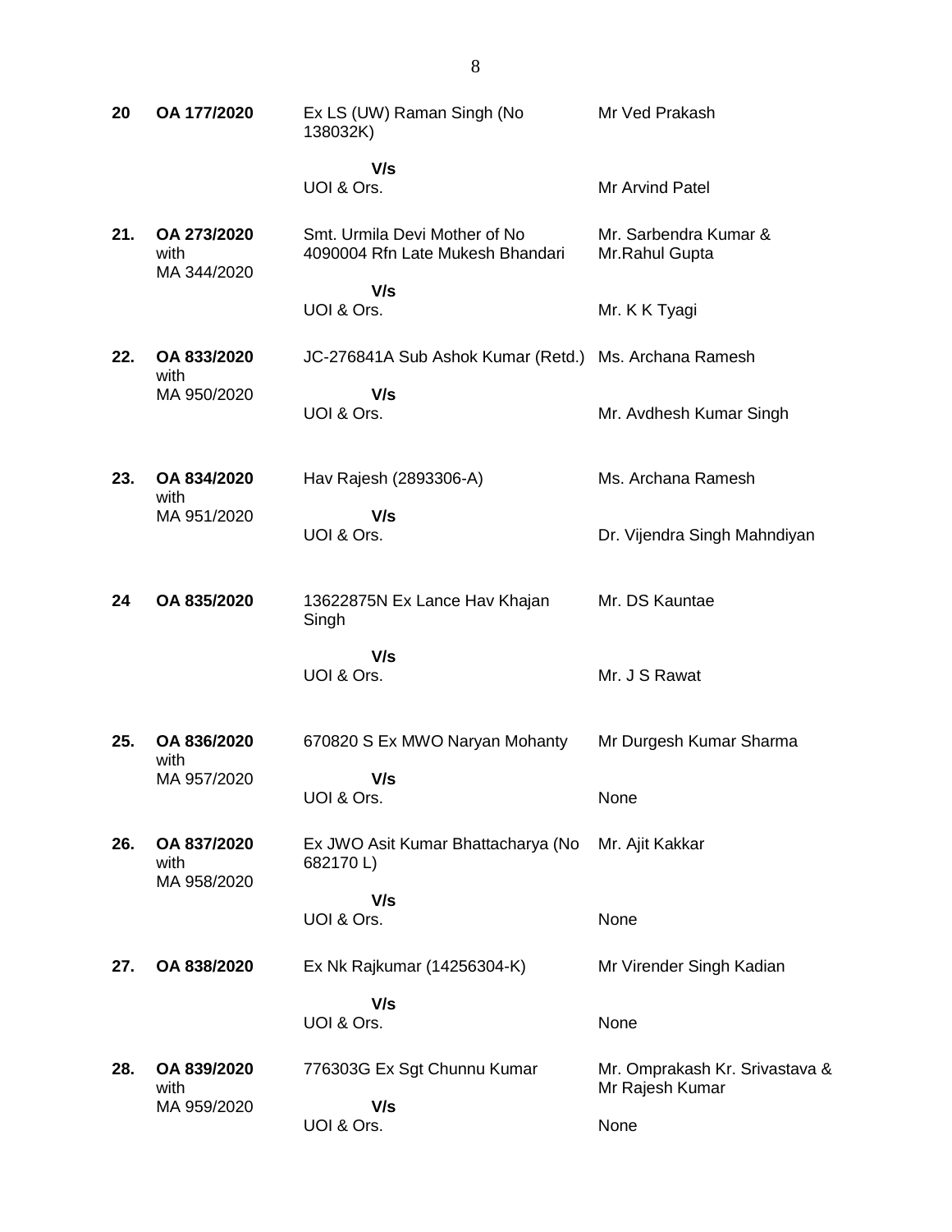| | | | |
|---|---|---|---|
| **20** | **OA 177/2020** | Ex LS (UW) Raman Singh (No 138032K)<br><br>**V/s**<br>UOI & Ors. | Mr Ved Prakash<br><br><br>Mr Arvind Patel |
| **21.** | **OA 273/2020** with MA 344/2020 | Smt. Urmila Devi Mother of No 4090004 Rfn Late Mukesh Bhandari<br><br>**V/s**<br>UOI & Ors. | Mr. Sarbendra Kumar & Mr.Rahul Gupta<br><br><br>Mr. K K Tyagi |
| **22.** | **OA 833/2020** with MA 950/2020 | JC-276841A Sub Ashok Kumar (Retd.)<br><br>**V/s**<br>UOI & Ors. | Ms. Archana Ramesh<br><br><br>Mr. Avdhesh Kumar Singh |
| **23.** | **OA 834/2020** with MA 951/2020 | Hav Rajesh (2893306-A)<br><br>**V/s**<br>UOI & Ors. | Ms. Archana Ramesh<br><br><br>Dr. Vijendra Singh Mahndiyan |
| **24** | **OA 835/2020** | 13622875N Ex Lance Hav Khajan Singh<br><br>**V/s**<br>UOI & Ors. | Mr. DS Kauntae<br><br><br>Mr. J S Rawat |
| **25.** | **OA 836/2020** with MA 957/2020 | 670820 S Ex MWO Naryan Mohanty<br><br>**V/s**<br>UOI & Ors. | Mr Durgesh Kumar Sharma<br><br><br>None |
| **26.** | **OA 837/2020** with MA 958/2020 | Ex JWO Asit Kumar Bhattacharya (No 682170 L)<br><br>**V/s**<br>UOI & Ors. | Mr. Ajit Kakkar<br><br><br>None |
| **27.** | **OA 838/2020** | Ex Nk Rajkumar (14256304-K)<br><br>**V/s**<br>UOI & Ors. | Mr Virender Singh Kadian<br><br><br>None |
| **28.** | **OA 839/2020** with MA 959/2020 | 776303G Ex Sgt Chunnu Kumar<br><br>**V/s**<br>UOI & Ors. | Mr. Omprakash Kr. Srivastava & Mr Rajesh Kumar<br><br>None |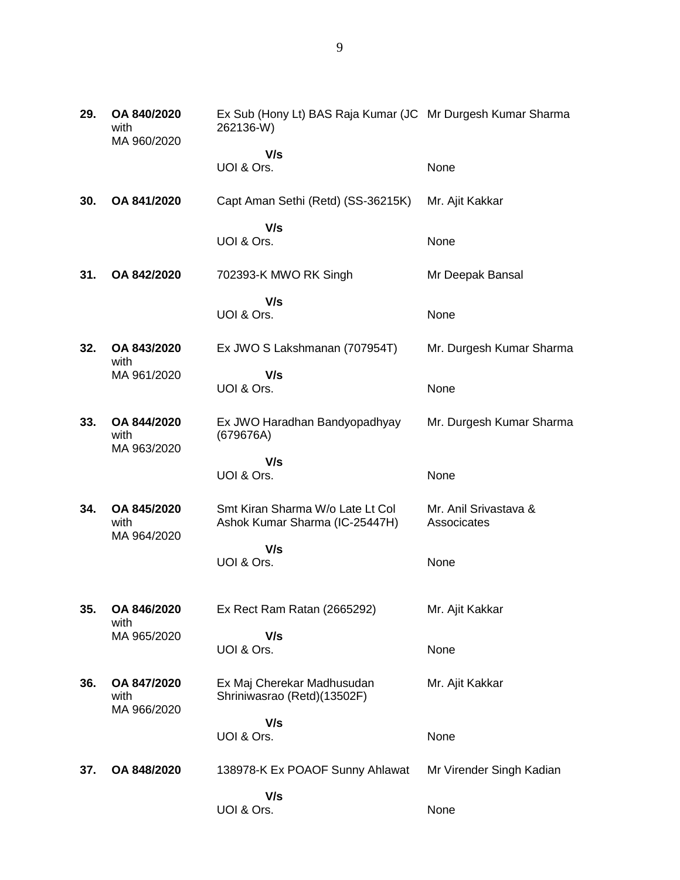| | | | |
|---|---|---|---|
| **29.** | **OA 840/2020** with MA 960/2020 | Ex Sub (Hony Lt) BAS Raja Kumar (JC 262136-W) | Mr Durgesh Kumar Sharma |
| | | **V/s** | |
| | | UOI & Ors. | None |
| **30.** | **OA 841/2020** | Capt Aman Sethi (Retd) (SS-36215K) | Mr. Ajit Kakkar |
| | | **V/s** | |
| | | UOI & Ors. | None |
| **31.** | **OA 842/2020** | 702393-K MWO RK Singh | Mr Deepak Bansal |
| | | **V/s** | |
| | | UOI & Ors. | None |
| **32.** | **OA 843/2020** with MA 961/2020 | Ex JWO S Lakshmanan (707954T) | Mr. Durgesh Kumar Sharma |
| | | **V/s** | |
| | | UOI & Ors. | None |
| **33.** | **OA 844/2020** with MA 963/2020 | Ex JWO Haradhan Bandyopadhyay (679676A) | Mr. Durgesh Kumar Sharma |
| | | **V/s** | |
| | | UOI & Ors. | None |
| **34.** | **OA 845/2020** with MA 964/2020 | Smt Kiran Sharma W/o Late Lt Col Ashok Kumar Sharma (IC-25447H) | Mr. Anil Srivastava & Associcates |
| | | **V/s** | |
| | | UOI & Ors. | None |
| **35.** | **OA 846/2020** with MA 965/2020 | Ex Rect Ram Ratan (2665292) | Mr. Ajit Kakkar |
| | | **V/s** | |
| | | UOI & Ors. | None |
| **36.** | **OA 847/2020** with MA 966/2020 | Ex Maj Cherekar Madhusudan Shriniwasrao (Retd)(13502F) | Mr. Ajit Kakkar |
| | | **V/s** | |
| | | UOI & Ors. | None |
| **37.** | **OA 848/2020** | 138978-K Ex POAOF Sunny Ahlawat | Mr Virender Singh Kadian |
| | | **V/s** | |
| | | UOI & Ors. | None |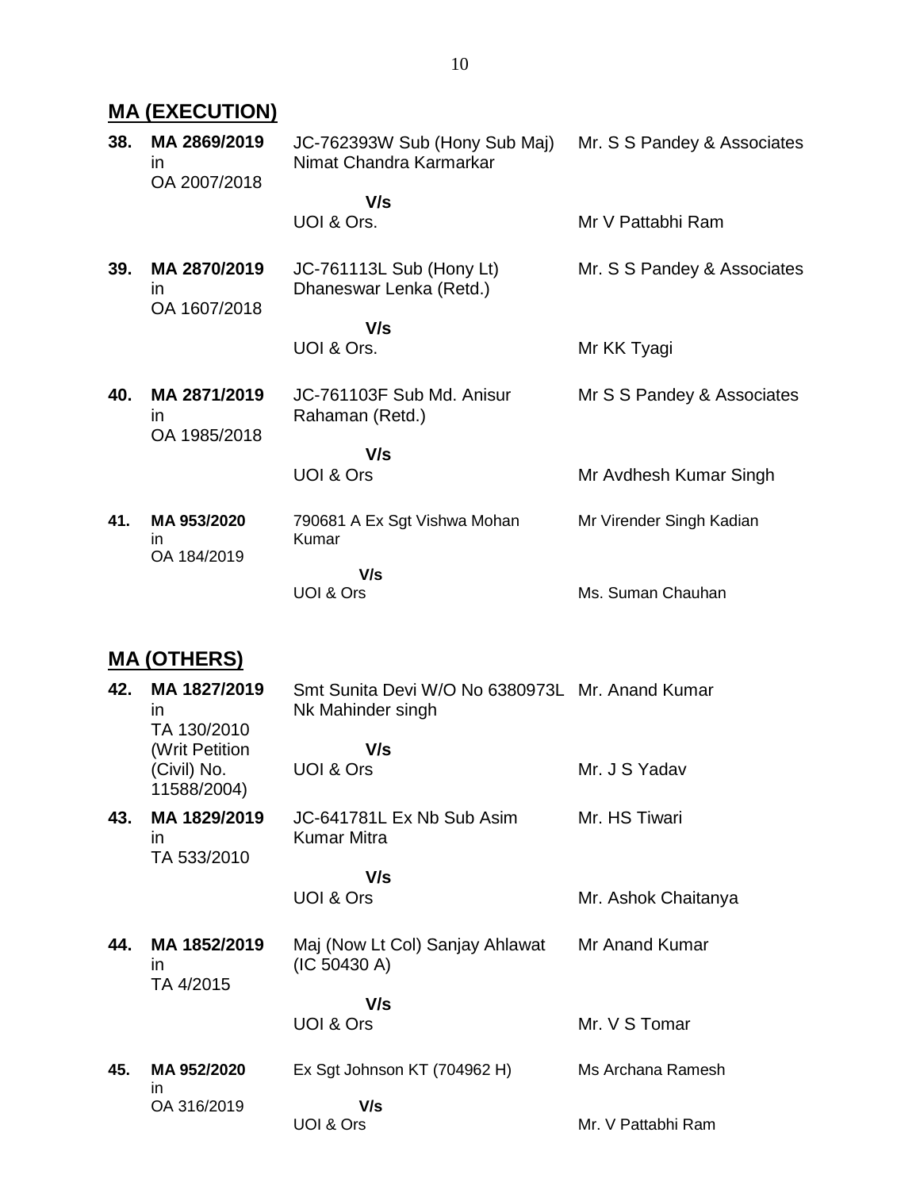## MA (EXECUTION)

| | | | |
|---|---|---|---|
| **38.** | **MA 2869/2019** in OA 2007/2018 | JC-762393W Sub (Hony Sub Maj) Nimat Chandra Karmarkar **V/s** UOI & Ors. | Mr. S S Pandey & Associates<br>Mr V Pattabhi Ram |
| **39.** | **MA 2870/2019** in OA 1607/2018 | JC-761113L Sub (Hony Lt) Dhaneswar Lenka (Retd.) **V/s** UOI & Ors. | Mr. S S Pandey & Associates<br>Mr KK Tyagi |
| **40.** | **MA 2871/2019** in OA 1985/2018 | JC-761103F Sub Md. Anisur Rahaman (Retd.) **V/s** UOI & Ors | Mr S S Pandey & Associates<br>Mr Avdhesh Kumar Singh |
| **41.** | **MA 953/2020** in OA 184/2019 | 790681 A Ex Sgt Vishwa Mohan Kumar **V/s** UOI & Ors | Mr Virender Singh Kadian<br>Ms. Suman Chauhan |

## MA (OTHERS)

| | | | |
|---|---|---|---|
| **42.** | **MA 1827/2019** in TA 130/2010 (Writ Petition (Civil) No. 11588/2004) | Smt Sunita Devi W/O No 6380973L Nk Mahinder singh **V/s** UOI & Ors | Mr. Anand Kumar<br>Mr. J S Yadav |
| **43.** | **MA 1829/2019** in TA 533/2010 | JC-641781L Ex Nb Sub Asim Kumar Mitra **V/s** UOI & Ors | Mr. HS Tiwari<br>Mr. Ashok Chaitanya |
| **44.** | **MA 1852/2019** in TA 4/2015 | Maj (Now Lt Col) Sanjay Ahlawat (IC 50430 A) **V/s** UOI & Ors | Mr Anand Kumar<br>Mr. V S Tomar |
| **45.** | **MA 952/2020** in OA 316/2019 | Ex Sgt Johnson KT (704962 H) **V/s** UOI & Ors | Ms Archana Ramesh<br>Mr. V Pattabhi Ram |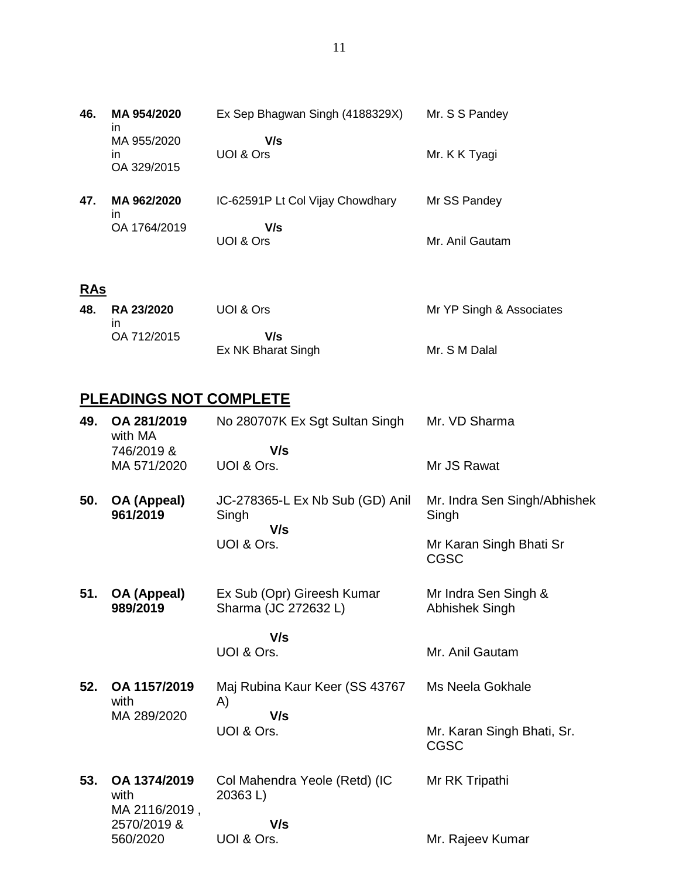| | | | |
|---|---|---|---|
| **46.** | **MA 954/2020** in MA 955/2020 in OA 329/2015 | Ex Sep Bhagwan Singh (4188329X) **V/s** UOI & Ors | Mr. S S Pandey<br><br>Mr. K K Tyagi |
| **47.** | **MA 962/2020** in OA 1764/2019 | IC-62591P Lt Col Vijay Chowdhary **V/s** UOI & Ors | Mr SS Pandey<br><br>Mr. Anil Gautam |

## RAs

| | | | |
|---|---|---|---|
| **48.** | **RA 23/2020** in OA 712/2015 | UOI & Ors **V/s** Ex NK Bharat Singh | Mr YP Singh & Associates<br><br>Mr. S M Dalal |

## PLEADINGS NOT COMPLETE

| | | | |
|---|---|---|---|
| **49.** | **OA 281/2019** with MA 746/2019 & MA 571/2020 | No 280707K Ex Sgt Sultan Singh **V/s** UOI & Ors. | Mr. VD Sharma<br><br>Mr JS Rawat |
| **50.** | **OA (Appeal) 961/2019** | JC-278365-L Ex Nb Sub (GD) Anil Singh **V/s** UOI & Ors. | Mr. Indra Sen Singh/Abhishek Singh<br><br>Mr Karan Singh Bhati Sr CGSC |
| **51.** | **OA (Appeal) 989/2019** | Ex Sub (Opr) Gireesh Kumar Sharma (JC 272632 L) **V/s** UOI & Ors. | Mr Indra Sen Singh & Abhishek Singh<br><br>Mr. Anil Gautam |
| **52.** | **OA 1157/2019** with MA 289/2020 | Maj Rubina Kaur Keer (SS 43767 A) **V/s** UOI & Ors. | Ms Neela Gokhale<br><br>Mr. Karan Singh Bhati, Sr. CGSC |
| **53.** | **OA 1374/2019** with MA 2116/2019 , 2570/2019 & 560/2020 | Col Mahendra Yeole (Retd) (IC 20363 L) **V/s** UOI & Ors. | Mr RK Tripathi<br><br>Mr. Rajeev Kumar |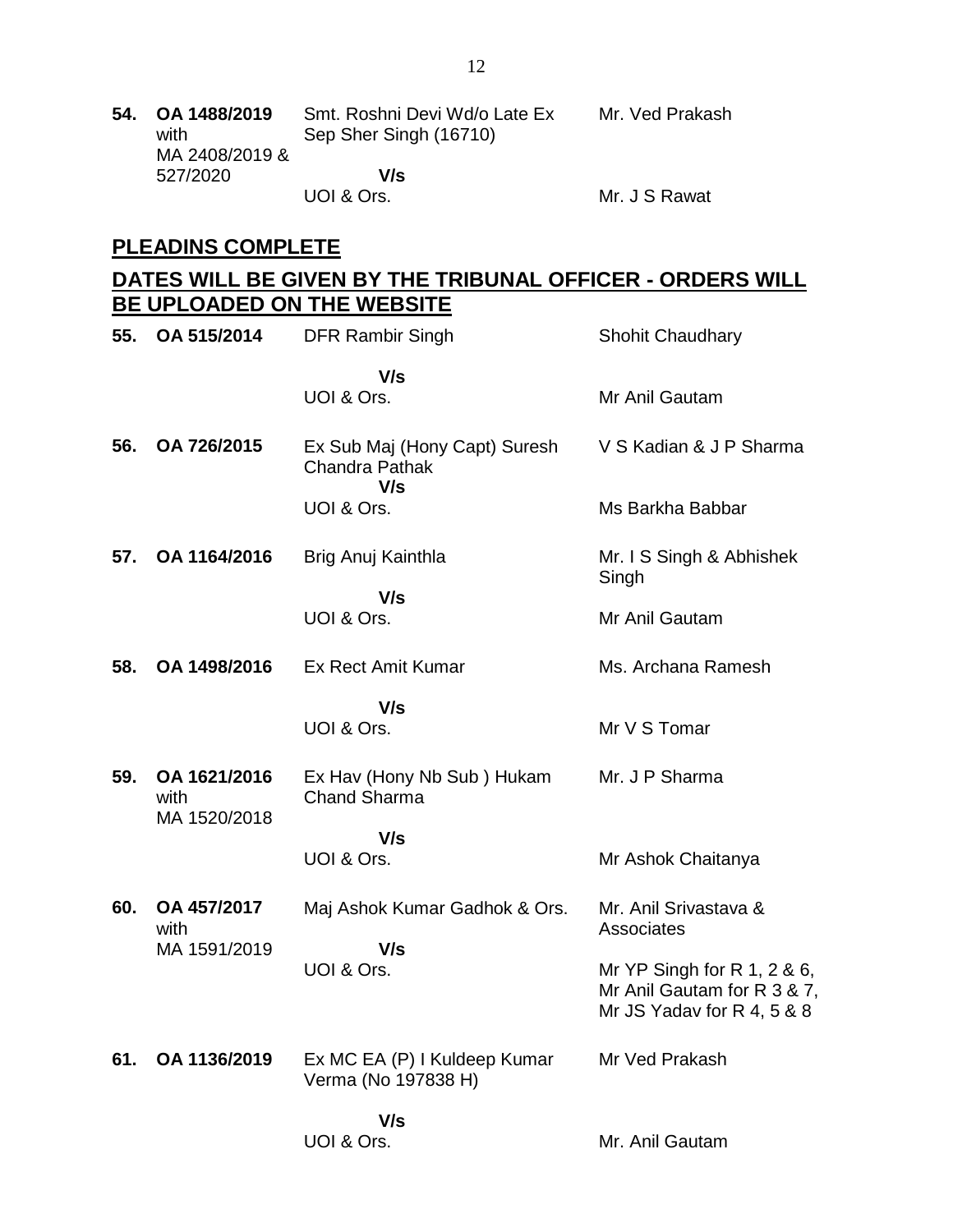| | | | |
|---|---|---|---|
| **54.** | **OA 1488/2019** with MA 2408/2019 & 527/2020 | Smt. Roshni Devi Wd/o Late Ex Sep Sher Singh (16710)<br><br>**V/s**<br>UOI & Ors. | Mr. Ved Prakash<br><br><br>Mr. J S Rawat |

## PLEADINS COMPLETE

## DATES WILL BE GIVEN BY THE TRIBUNAL OFFICER - ORDERS WILL BE UPLOADED ON THE WEBSITE

| | | | |
|---|---|---|---|
| **55.** | **OA 515/2014** | DFR Rambir Singh<br><br>**V/s**<br>UOI & Ors. | Shohit Chaudhary<br><br><br>Mr Anil Gautam |
| **56.** | **OA 726/2015** | Ex Sub Maj (Hony Capt) Suresh Chandra Pathak<br>**V/s**<br>UOI & Ors. | V S Kadian & J P Sharma<br><br><br>Ms Barkha Babbar |
| **57.** | **OA 1164/2016** | Brig Anuj Kainthla<br><br>**V/s**<br>UOI & Ors. | Mr. I S Singh & Abhishek Singh<br><br>Mr Anil Gautam |
| **58.** | **OA 1498/2016** | Ex Rect Amit Kumar<br><br>**V/s**<br>UOI & Ors. | Ms. Archana Ramesh<br><br><br>Mr V S Tomar |
| **59.** | **OA 1621/2016** with MA 1520/2018 | Ex Hav (Hony Nb Sub ) Hukam Chand Sharma<br><br>**V/s**<br>UOI & Ors. | Mr. J P Sharma<br><br><br>Mr Ashok Chaitanya |
| **60.** | **OA 457/2017** with MA 1591/2019 | Maj Ashok Kumar Gadhok & Ors.<br><br>**V/s**<br>UOI & Ors. | Mr. Anil Srivastava & Associates<br><br>Mr YP Singh for R 1, 2 & 6, Mr Anil Gautam for R 3 & 7, Mr JS Yadav for R 4, 5 & 8 |
| **61.** | **OA 1136/2019** | Ex MC EA (P) I Kuldeep Kumar Verma (No 197838 H)<br><br>**V/s**<br>UOI & Ors. | Mr Ved Prakash<br><br><br>Mr. Anil Gautam |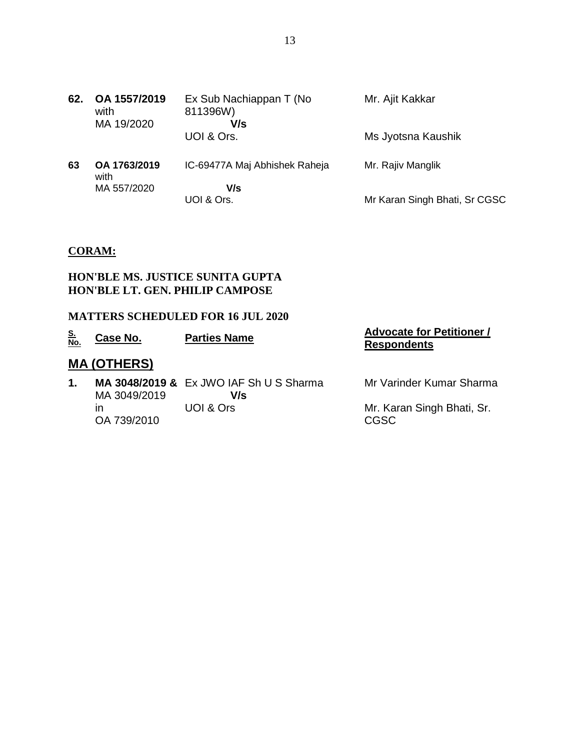| | | | |
|---|---|---|---|
| **62.** | **OA 1557/2019** with MA 19/2020 | Ex Sub Nachiappan T (No 811396W) **V/s** UOI & Ors. | Mr. Ajit Kakkar<br><br>Ms Jyotsna Kaushik |
| **63** | **OA 1763/2019** with MA 557/2020 | IC-69477A Maj Abhishek Raheja **V/s** UOI & Ors. | Mr. Rajiv Manglik<br><br>Mr Karan Singh Bhati, Sr CGSC |

**CORAM:**

**HON'BLE MS. JUSTICE SUNITA GUPTA**
**HON'BLE LT. GEN. PHILIP CAMPOSE**

**MATTERS SCHEDULED FOR 16 JUL 2020**

| S. No. | Case No. | Parties Name | Advocate for Petitioner / Respondents |
|---|---|---|---|

## MA (OTHERS)

| | | | |
|---|---|---|---|
| **1.** | **MA 3048/2019 &** MA 3049/2019 in OA 739/2010 | Ex JWO IAF Sh U S Sharma **V/s** UOI & Ors | Mr Varinder Kumar Sharma<br><br>Mr. Karan Singh Bhati, Sr. CGSC |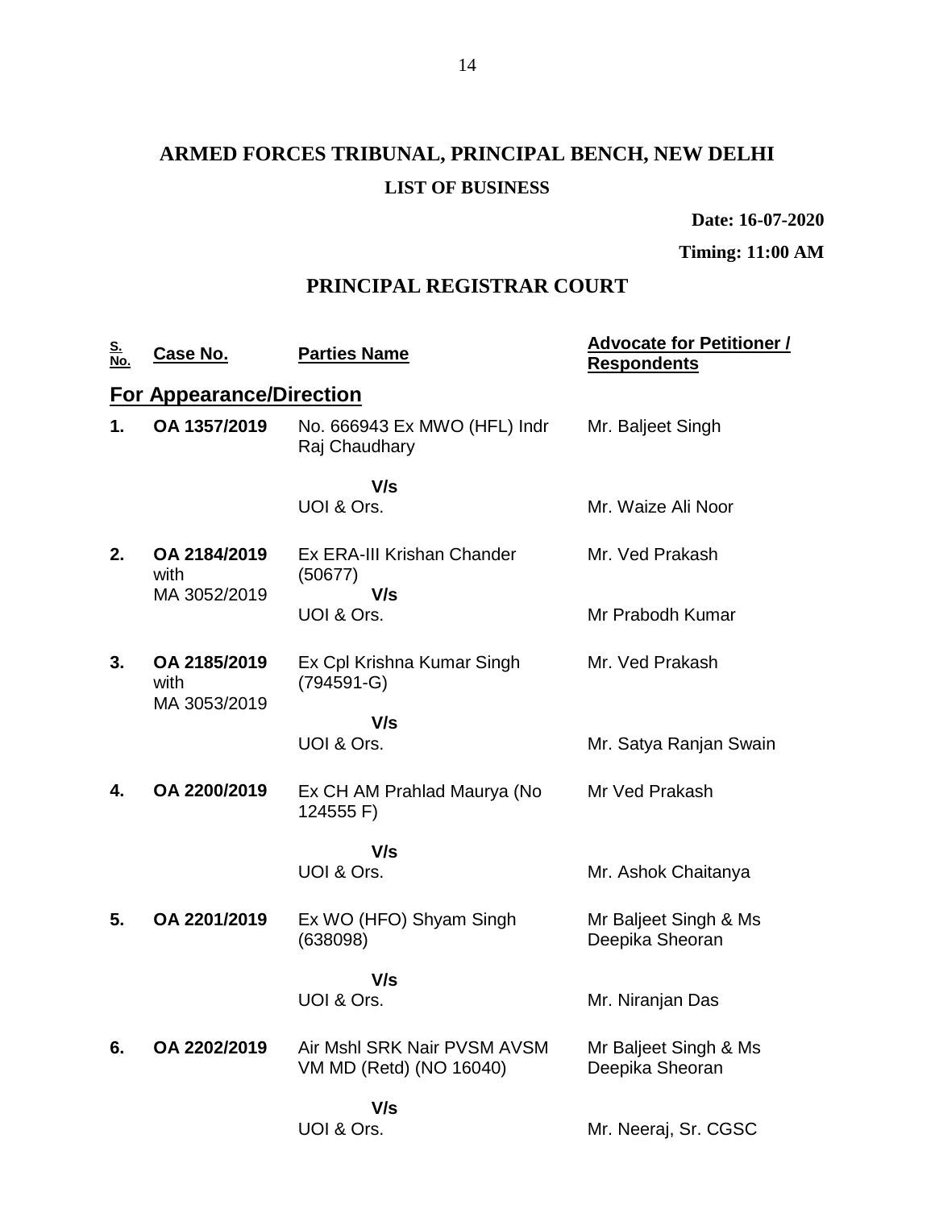# ARMED FORCES TRIBUNAL, PRINCIPAL BENCH, NEW DELHI

## LIST OF BUSINESS

**Date: 16-07-2020**

**Timing: 11:00 AM**

## PRINCIPAL REGISTRAR COURT

| S. No. | Case No. | Parties Name | Advocate for Petitioner / Respondents |
|---|---|---|---|
| **For Appearance/Direction** | | | |
| **1.** | **OA 1357/2019** | No. 666943 Ex MWO (HFL) Indr Raj Chaudhary | Mr. Baljeet Singh |
| | | **V/s** | |
| | | UOI & Ors. | Mr. Waize Ali Noor |
| **2.** | **OA 2184/2019** with MA 3052/2019 | Ex ERA-III Krishan Chander (50677) | Mr. Ved Prakash |
| | | **V/s** | |
| | | UOI & Ors. | Mr Prabodh Kumar |
| **3.** | **OA 2185/2019** with MA 3053/2019 | Ex Cpl Krishna Kumar Singh (794591-G) | Mr. Ved Prakash |
| | | **V/s** | |
| | | UOI & Ors. | Mr. Satya Ranjan Swain |
| **4.** | **OA 2200/2019** | Ex CH AM Prahlad Maurya (No 124555 F) | Mr Ved Prakash |
| | | **V/s** | |
| | | UOI & Ors. | Mr. Ashok Chaitanya |
| **5.** | **OA 2201/2019** | Ex WO (HFO) Shyam Singh (638098) | Mr Baljeet Singh & Ms Deepika Sheoran |
| | | **V/s** | |
| | | UOI & Ors. | Mr. Niranjan Das |
| **6.** | **OA 2202/2019** | Air Mshl SRK Nair PVSM AVSM VM MD (Retd) (NO 16040) | Mr Baljeet Singh & Ms Deepika Sheoran |
| | | **V/s** | |
| | | UOI & Ors. | Mr. Neeraj, Sr. CGSC |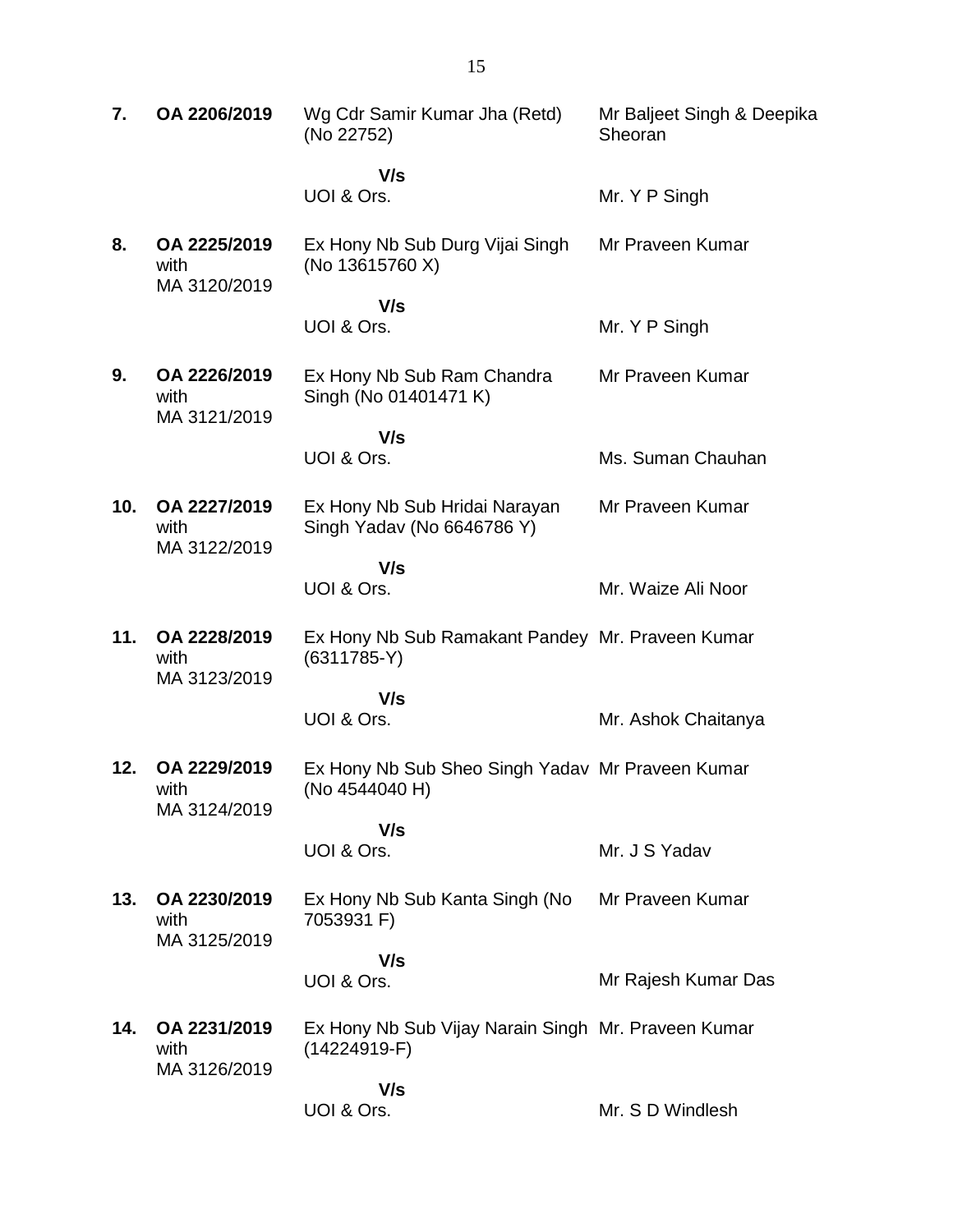| | | | |
|---|---|---|---|
| **7.** | **OA 2206/2019** | Wg Cdr Samir Kumar Jha (Retd) (No 22752)<br><br>**V/s**<br>UOI & Ors. | Mr Baljeet Singh & Deepika Sheoran<br><br><br>Mr. Y P Singh |
| **8.** | **OA 2225/2019** with MA 3120/2019 | Ex Hony Nb Sub Durg Vijai Singh (No 13615760 X)<br><br>**V/s**<br>UOI & Ors. | Mr Praveen Kumar<br><br><br>Mr. Y P Singh |
| **9.** | **OA 2226/2019** with MA 3121/2019 | Ex Hony Nb Sub Ram Chandra Singh (No 01401471 K)<br><br>**V/s**<br>UOI & Ors. | Mr Praveen Kumar<br><br><br>Ms. Suman Chauhan |
| **10.** | **OA 2227/2019** with MA 3122/2019 | Ex Hony Nb Sub Hridai Narayan Singh Yadav (No 6646786 Y)<br><br>**V/s**<br>UOI & Ors. | Mr Praveen Kumar<br><br><br>Mr. Waize Ali Noor |
| **11.** | **OA 2228/2019** with MA 3123/2019 | Ex Hony Nb Sub Ramakant Pandey (6311785-Y)<br><br>**V/s**<br>UOI & Ors. | Mr. Praveen Kumar<br><br><br>Mr. Ashok Chaitanya |
| **12.** | **OA 2229/2019** with MA 3124/2019 | Ex Hony Nb Sub Sheo Singh Yadav (No 4544040 H)<br><br>**V/s**<br>UOI & Ors. | Mr Praveen Kumar<br><br><br>Mr. J S Yadav |
| **13.** | **OA 2230/2019** with MA 3125/2019 | Ex Hony Nb Sub Kanta Singh (No 7053931 F)<br><br>**V/s**<br>UOI & Ors. | Mr Praveen Kumar<br><br><br>Mr Rajesh Kumar Das |
| **14.** | **OA 2231/2019** with MA 3126/2019 | Ex Hony Nb Sub Vijay Narain Singh (14224919-F)<br><br>**V/s**<br>UOI & Ors. | Mr. Praveen Kumar<br><br><br>Mr. S D Windlesh |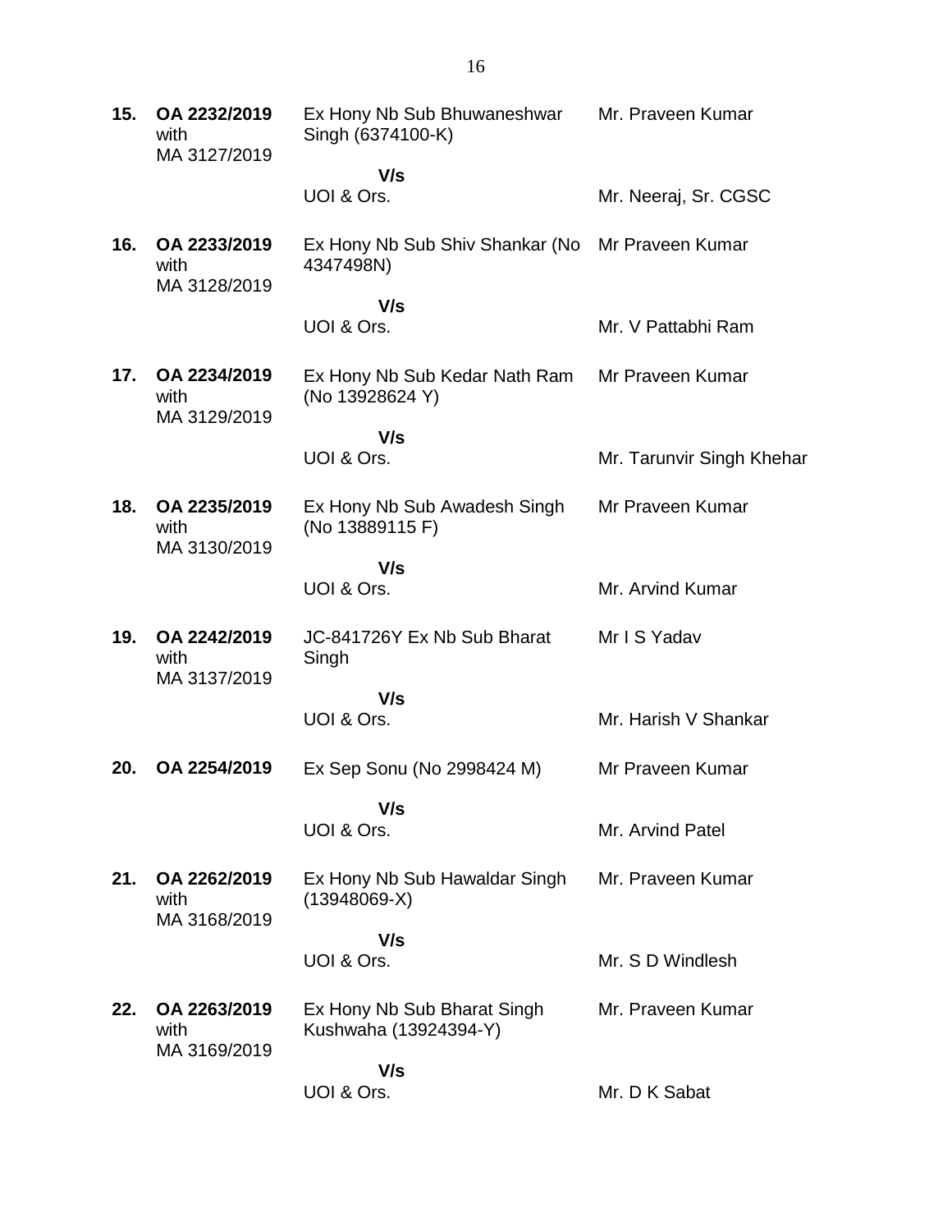| | | | |
|---|---|---|---|
| **15.** | **OA 2232/2019** with MA 3127/2019 | Ex Hony Nb Sub Bhuwaneshwar Singh (6374100-K) | Mr. Praveen Kumar |
| | | **V/s** | |
| | | UOI & Ors. | Mr. Neeraj, Sr. CGSC |
| **16.** | **OA 2233/2019** with MA 3128/2019 | Ex Hony Nb Sub Shiv Shankar (No 4347498N) | Mr Praveen Kumar |
| | | **V/s** | |
| | | UOI & Ors. | Mr. V Pattabhi Ram |
| **17.** | **OA 2234/2019** with MA 3129/2019 | Ex Hony Nb Sub Kedar Nath Ram (No 13928624 Y) | Mr Praveen Kumar |
| | | **V/s** | |
| | | UOI & Ors. | Mr. Tarunvir Singh Khehar |
| **18.** | **OA 2235/2019** with MA 3130/2019 | Ex Hony Nb Sub Awadesh Singh (No 13889115 F) | Mr Praveen Kumar |
| | | **V/s** | |
| | | UOI & Ors. | Mr. Arvind Kumar |
| **19.** | **OA 2242/2019** with MA 3137/2019 | JC-841726Y Ex Nb Sub Bharat Singh | Mr I S Yadav |
| | | **V/s** | |
| | | UOI & Ors. | Mr. Harish V Shankar |
| **20.** | **OA 2254/2019** | Ex Sep Sonu (No 2998424 M) | Mr Praveen Kumar |
| | | **V/s** | |
| | | UOI & Ors. | Mr. Arvind Patel |
| **21.** | **OA 2262/2019** with MA 3168/2019 | Ex Hony Nb Sub Hawaldar Singh (13948069-X) | Mr. Praveen Kumar |
| | | **V/s** | |
| | | UOI & Ors. | Mr. S D Windlesh |
| **22.** | **OA 2263/2019** with MA 3169/2019 | Ex Hony Nb Sub Bharat Singh Kushwaha (13924394-Y) | Mr. Praveen Kumar |
| | | **V/s** | |
| | | UOI & Ors. | Mr. D K Sabat |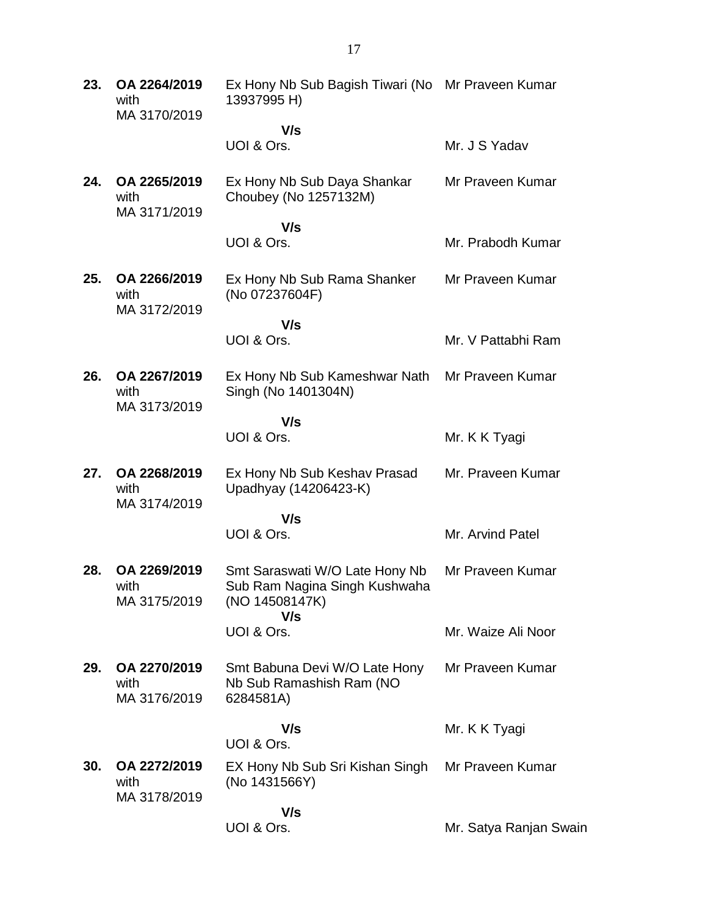| | | | |
|---|---|---|---|
| **23.** | **OA 2264/2019** with MA 3170/2019 | Ex Hony Nb Sub Bagish Tiwari (No 13937995 H) | Mr Praveen Kumar |
| | | **V/s** UOI & Ors. | Mr. J S Yadav |
| **24.** | **OA 2265/2019** with MA 3171/2019 | Ex Hony Nb Sub Daya Shankar Choubey (No 1257132M) | Mr Praveen Kumar |
| | | **V/s** UOI & Ors. | Mr. Prabodh Kumar |
| **25.** | **OA 2266/2019** with MA 3172/2019 | Ex Hony Nb Sub Rama Shanker (No 07237604F) | Mr Praveen Kumar |
| | | **V/s** UOI & Ors. | Mr. V Pattabhi Ram |
| **26.** | **OA 2267/2019** with MA 3173/2019 | Ex Hony Nb Sub Kameshwar Nath Singh (No 1401304N) | Mr Praveen Kumar |
| | | **V/s** UOI & Ors. | Mr. K K Tyagi |
| **27.** | **OA 2268/2019** with MA 3174/2019 | Ex Hony Nb Sub Keshav Prasad Upadhyay (14206423-K) | Mr. Praveen Kumar |
| | | **V/s** UOI & Ors. | Mr. Arvind Patel |
| **28.** | **OA 2269/2019** with MA 3175/2019 | Smt Saraswati W/O Late Hony Nb Sub Ram Nagina Singh Kushwaha (NO 14508147K) | Mr Praveen Kumar |
| | | **V/s** UOI & Ors. | Mr. Waize Ali Noor |
| **29.** | **OA 2270/2019** with MA 3176/2019 | Smt Babuna Devi W/O Late Hony Nb Sub Ramashish Ram (NO 6284581A) | Mr Praveen Kumar |
| | | **V/s** UOI & Ors. | Mr. K K Tyagi |
| **30.** | **OA 2272/2019** with MA 3178/2019 | EX Hony Nb Sub Sri Kishan Singh (No 1431566Y) | Mr Praveen Kumar |
| | | **V/s** UOI & Ors. | Mr. Satya Ranjan Swain |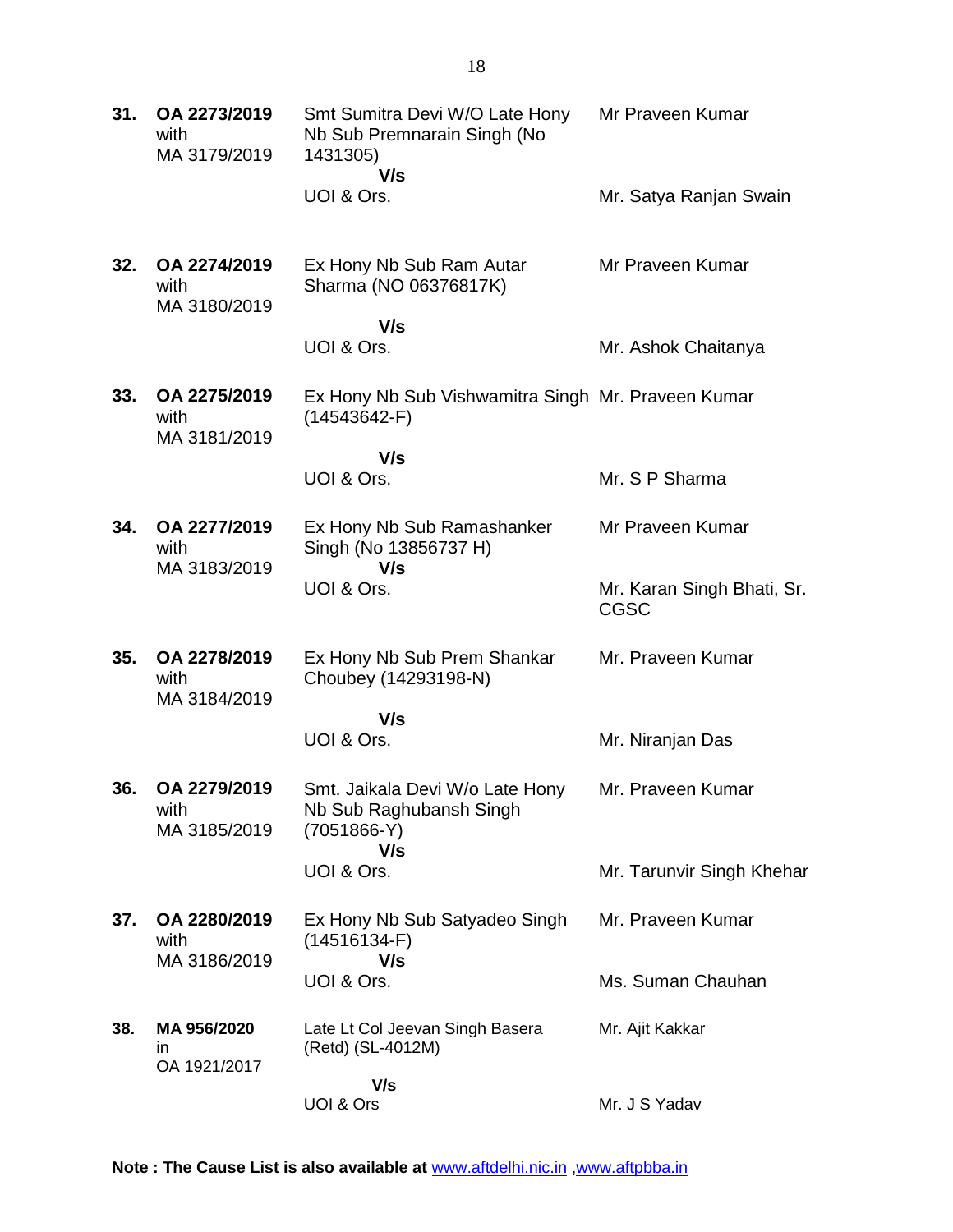| | | | |
|---|---|---|---|
| **31.** | **OA 2273/2019** with MA 3179/2019 | Smt Sumitra Devi W/O Late Hony Nb Sub Premnarain Singh (No 1431305) **V/s** UOI & Ors. | Mr Praveen Kumar<br><br>Mr. Satya Ranjan Swain |
| **32.** | **OA 2274/2019** with MA 3180/2019 | Ex Hony Nb Sub Ram Autar Sharma (NO 06376817K) **V/s** UOI & Ors. | Mr Praveen Kumar<br><br>Mr. Ashok Chaitanya |
| **33.** | **OA 2275/2019** with MA 3181/2019 | Ex Hony Nb Sub Vishwamitra Singh (14543642-F) **V/s** UOI & Ors. | Mr. Praveen Kumar<br><br>Mr. S P Sharma |
| **34.** | **OA 2277/2019** with MA 3183/2019 | Ex Hony Nb Sub Ramashanker Singh (No 13856737 H) **V/s** UOI & Ors. | Mr Praveen Kumar<br><br>Mr. Karan Singh Bhati, Sr. CGSC |
| **35.** | **OA 2278/2019** with MA 3184/2019 | Ex Hony Nb Sub Prem Shankar Choubey (14293198-N) **V/s** UOI & Ors. | Mr. Praveen Kumar<br><br>Mr. Niranjan Das |
| **36.** | **OA 2279/2019** with MA 3185/2019 | Smt. Jaikala Devi W/o Late Hony Nb Sub Raghubansh Singh (7051866-Y) **V/s** UOI & Ors. | Mr. Praveen Kumar<br><br>Mr. Tarunvir Singh Khehar |
| **37.** | **OA 2280/2019** with MA 3186/2019 | Ex Hony Nb Sub Satyadeo Singh (14516134-F) **V/s** UOI & Ors. | Mr. Praveen Kumar<br><br>Ms. Suman Chauhan |
| **38.** | **MA 956/2020** in OA 1921/2017 | Late Lt Col Jeevan Singh Basera (Retd) (SL-4012M) **V/s** UOI & Ors | Mr. Ajit Kakkar<br><br>Mr. J S Yadav |

**Note : The Cause List is also available at** www.aftdelhi.nic.in ,www.aftpbba.in